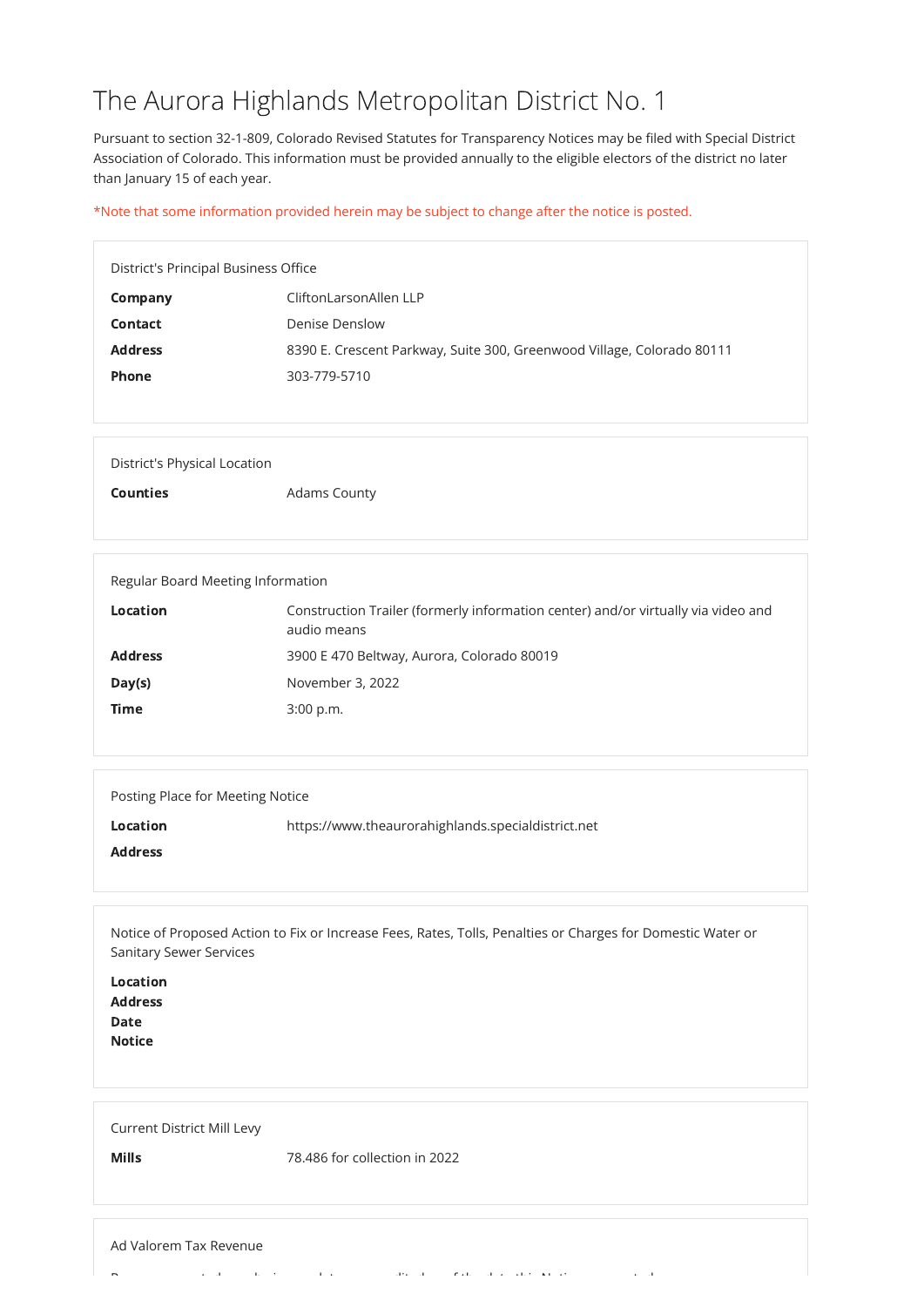# The Aurora Highlands Metropolitan District No. 1

Pursuant to section 32-1-809, Colorado Revised Statutes for Transparency Notices may be filed with Special District Association of Colorado. This information must be provided annually to the eligible electors of the district no later than January 15 of each year.

*Note that some information provided herein may be subject to change after the notice is posted.

District's Principal Business Office

| | |
|---|---|
| **Company** | CliftonLarsonAllen LLP |
| **Contact** | Denise Denslow |
| **Address** | 8390 E. Crescent Parkway, Suite 300, Greenwood Village, Colorado 80111 |
| **Phone** | 303-779-5710 |

District's Physical Location

| | |
|---|---|
| **Counties** | Adams County |

Regular Board Meeting Information

| | |
|---|---|
| **Location** | Construction Trailer (formerly information center) and/or virtually via video and audio means |
| **Address** | 3900 E 470 Beltway, Aurora, Colorado 80019 |
| **Day(s)** | November 3, 2022 |
| **Time** | 3:00 p.m. |

Posting Place for Meeting Notice

| | |
|---|---|
| **Location** | https://www.theaurorahighlands.specialdistrict.net |
| **Address** | |

Notice of Proposed Action to Fix or Increase Fees, Rates, Tolls, Penalties or Charges for Domestic Water or Sanitary Sewer Services

**Location**
**Address**
**Date**
**Notice**

Current District Mill Levy

| | |
|---|---|
| **Mills** | 78.486 for collection in 2022 |

Ad Valorem Tax Revenue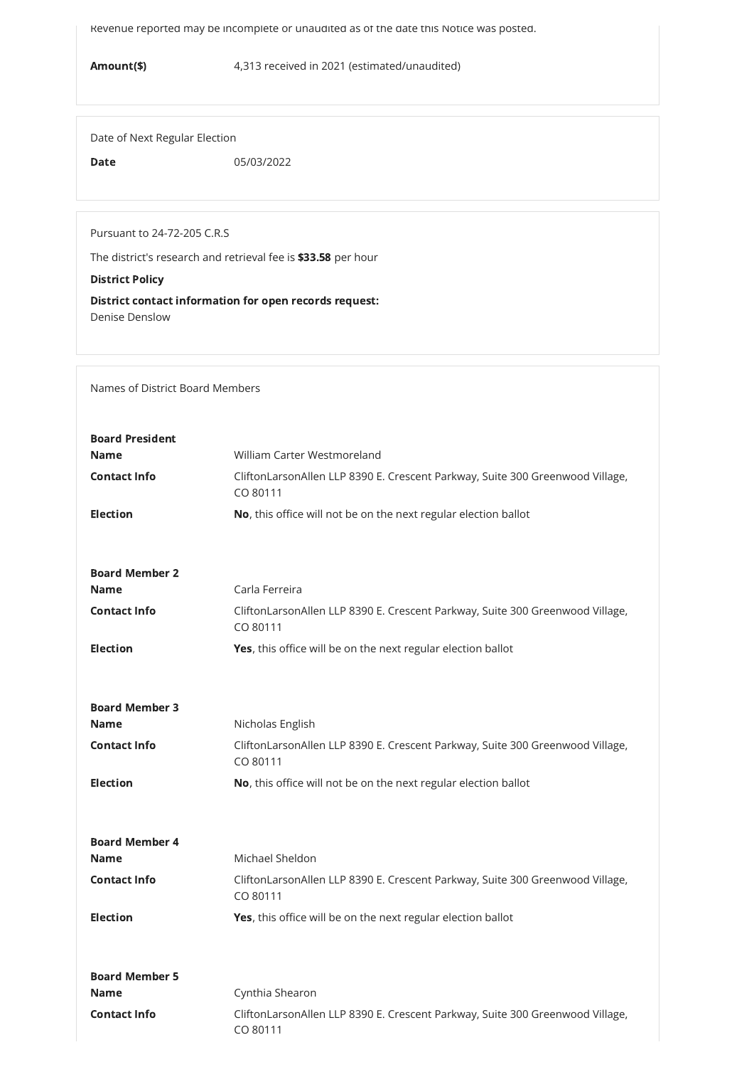Revenue reported may be incomplete or unaudited as of the date this Notice was posted.

**Amount($)** 4,313 received in 2021 (estimated/unaudited)

Date of Next Regular Election

**Date** 05/03/2022

Pursuant to 24-72-205 C.R.S

The district's research and retrieval fee is **$33.58** per hour

**District Policy**

**District contact information for open records request:**
Denise Denslow

Names of District Board Members

**Board President**

**Name** William Carter Westmoreland

**Contact Info** CliftonLarsonAllen LLP 8390 E. Crescent Parkway, Suite 300 Greenwood Village, CO 80111

**Election** **No**, this office will not be on the next regular election ballot

**Board Member 2**

**Name** Carla Ferreira

**Contact Info** CliftonLarsonAllen LLP 8390 E. Crescent Parkway, Suite 300 Greenwood Village, CO 80111

**Election** **Yes**, this office will be on the next regular election ballot

**Board Member 3**

**Name** Nicholas English

**Contact Info** CliftonLarsonAllen LLP 8390 E. Crescent Parkway, Suite 300 Greenwood Village, CO 80111

**Election** **No**, this office will not be on the next regular election ballot

**Board Member 4**

**Name** Michael Sheldon

**Contact Info** CliftonLarsonAllen LLP 8390 E. Crescent Parkway, Suite 300 Greenwood Village, CO 80111

**Election** **Yes**, this office will be on the next regular election ballot

**Board Member 5**

**Name** Cynthia Shearon

**Contact Info** CliftonLarsonAllen LLP 8390 E. Crescent Parkway, Suite 300 Greenwood Village, CO 80111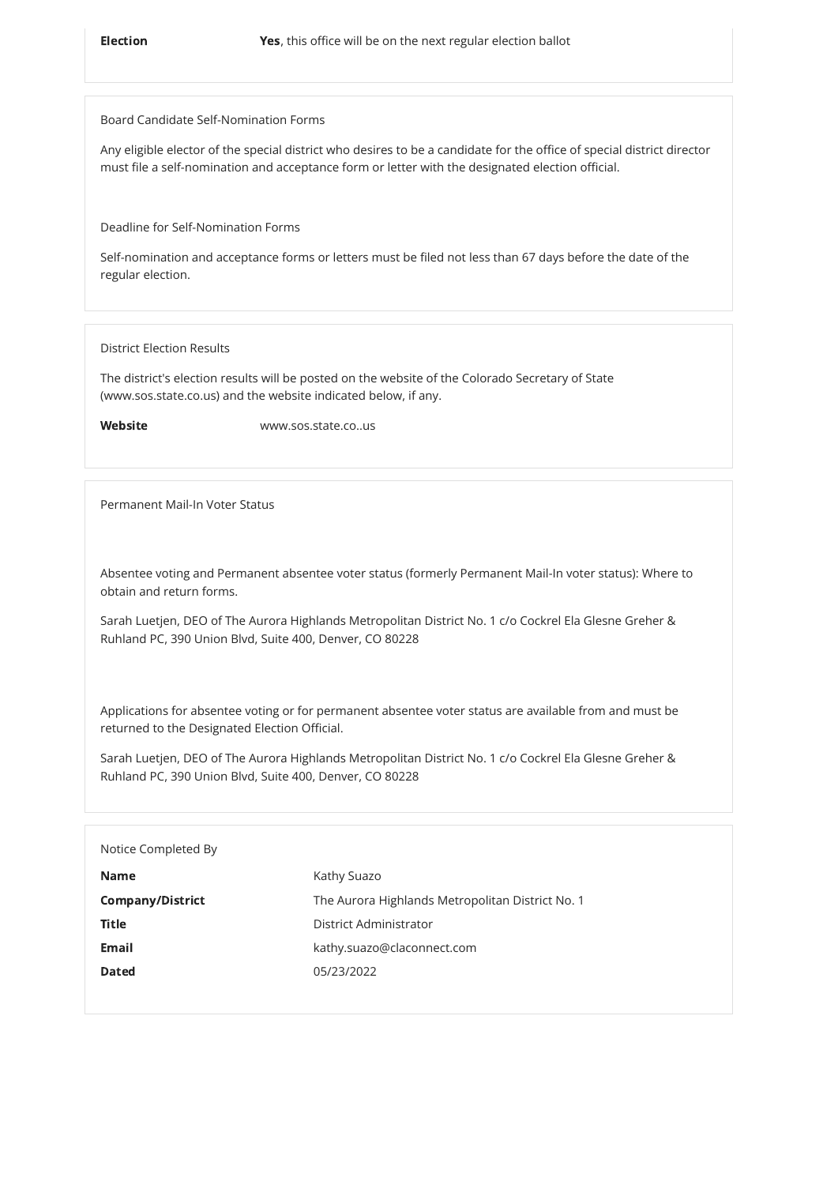**Election** **Yes**, this office will be on the next regular election ballot

Board Candidate Self-Nomination Forms

Any eligible elector of the special district who desires to be a candidate for the office of special district director must file a self-nomination and acceptance form or letter with the designated election official.

Deadline for Self-Nomination Forms

Self-nomination and acceptance forms or letters must be filed not less than 67 days before the date of the regular election.

District Election Results

The district's election results will be posted on the website of the Colorado Secretary of State (www.sos.state.co.us) and the website indicated below, if any.

**Website** www.sos.state.co..us

Permanent Mail-In Voter Status

Absentee voting and Permanent absentee voter status (formerly Permanent Mail-In voter status): Where to obtain and return forms.

Sarah Luetjen, DEO of The Aurora Highlands Metropolitan District No. 1 c/o Cockrel Ela Glesne Greher & Ruhland PC, 390 Union Blvd, Suite 400, Denver, CO 80228

Applications for absentee voting or for permanent absentee voter status are available from and must be returned to the Designated Election Official.

Sarah Luetjen, DEO of The Aurora Highlands Metropolitan District No. 1 c/o Cockrel Ela Glesne Greher & Ruhland PC, 390 Union Blvd, Suite 400, Denver, CO 80228

Notice Completed By

| | |
|---|---|
| **Name** | Kathy Suazo |
| **Company/District** | The Aurora Highlands Metropolitan District No. 1 |
| **Title** | District Administrator |
| **Email** | kathy.suazo@claconnect.com |
| **Dated** | 05/23/2022 |